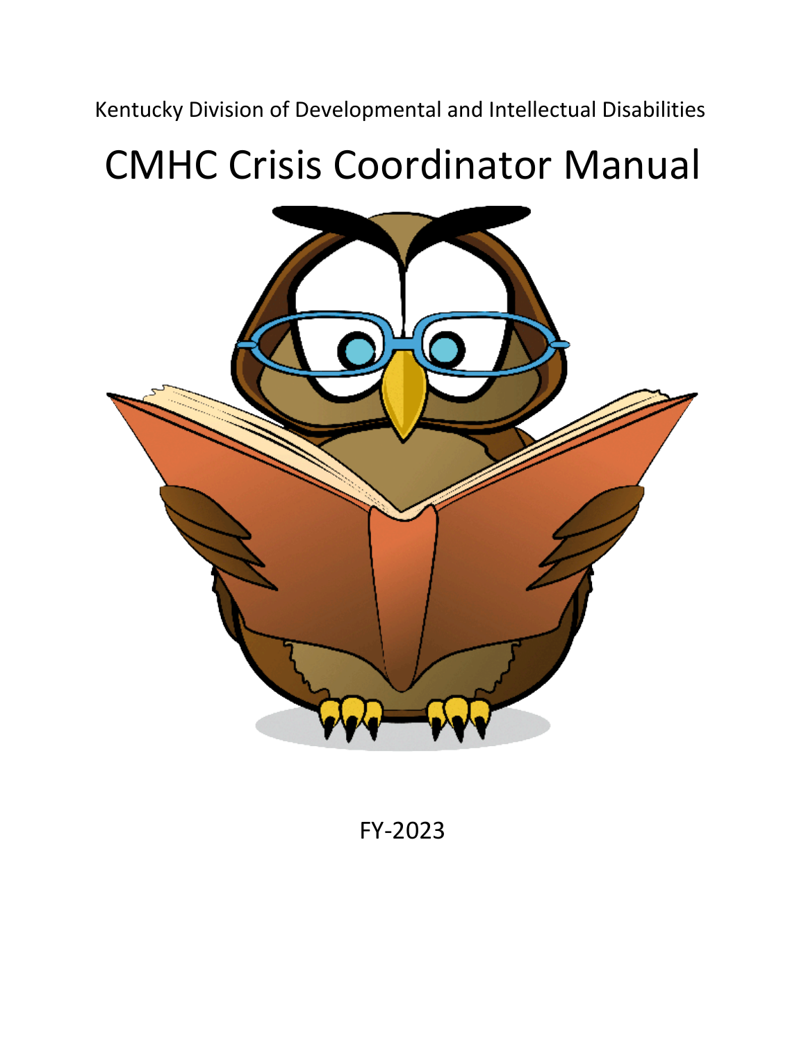Kentucky Division of Developmental and Intellectual Disabilities

# CMHC Crisis Coordinator Manual

FY-2023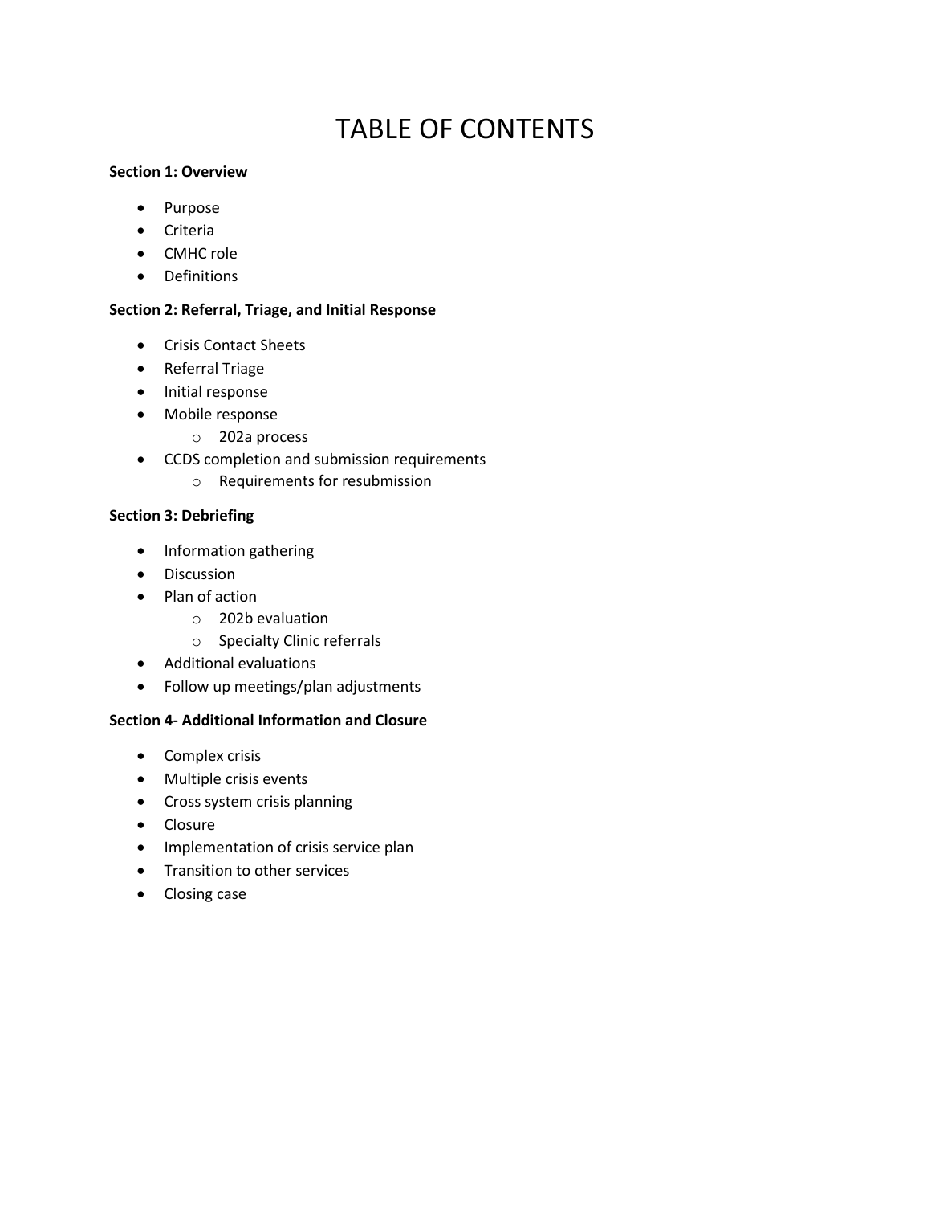# TABLE OF CONTENTS

**Section 1: Overview**

- Purpose
- Criteria
- CMHC role
- Definitions

**Section 2: Referral, Triage, and Initial Response**

- Crisis Contact Sheets
- Referral Triage
- Initial response
- Mobile response
    - 202a process
- CCDS completion and submission requirements
    - Requirements for resubmission

**Section 3: Debriefing**

- Information gathering
- Discussion
- Plan of action
    - 202b evaluation
    - Specialty Clinic referrals
- Additional evaluations
- Follow up meetings/plan adjustments

**Section 4- Additional Information and Closure**

- Complex crisis
- Multiple crisis events
- Cross system crisis planning
- Closure
- Implementation of crisis service plan
- Transition to other services
- Closing case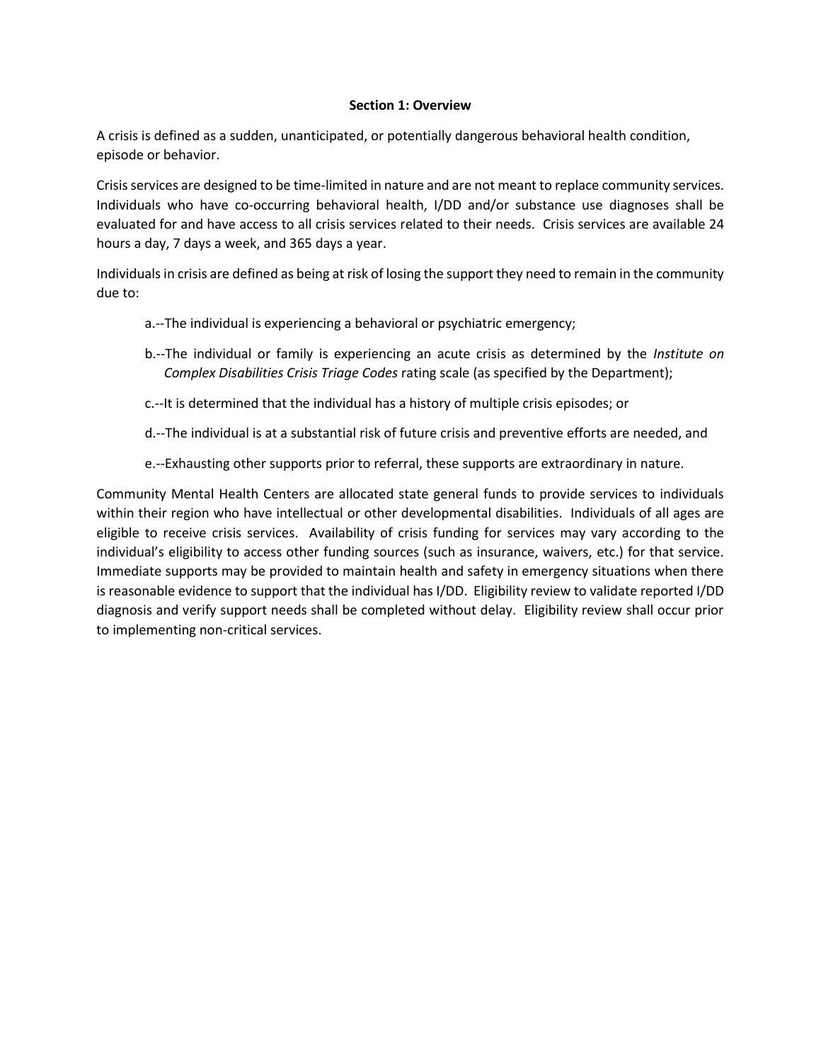## Section 1: Overview

A crisis is defined as a sudden, unanticipated, or potentially dangerous behavioral health condition, episode or behavior.

Crisis services are designed to be time-limited in nature and are not meant to replace community services. Individuals who have co-occurring behavioral health, I/DD and/or substance use diagnoses shall be evaluated for and have access to all crisis services related to their needs. Crisis services are available 24 hours a day, 7 days a week, and 365 days a year.

Individuals in crisis are defined as being at risk of losing the support they need to remain in the community due to:

a.--The individual is experiencing a behavioral or psychiatric emergency;

b.--The individual or family is experiencing an acute crisis as determined by the *Institute on Complex Disabilities Crisis Triage Codes* rating scale (as specified by the Department);

c.--It is determined that the individual has a history of multiple crisis episodes; or

d.--The individual is at a substantial risk of future crisis and preventive efforts are needed, and

e.--Exhausting other supports prior to referral, these supports are extraordinary in nature.

Community Mental Health Centers are allocated state general funds to provide services to individuals within their region who have intellectual or other developmental disabilities. Individuals of all ages are eligible to receive crisis services. Availability of crisis funding for services may vary according to the individual's eligibility to access other funding sources (such as insurance, waivers, etc.) for that service. Immediate supports may be provided to maintain health and safety in emergency situations when there is reasonable evidence to support that the individual has I/DD. Eligibility review to validate reported I/DD diagnosis and verify support needs shall be completed without delay. Eligibility review shall occur prior to implementing non-critical services.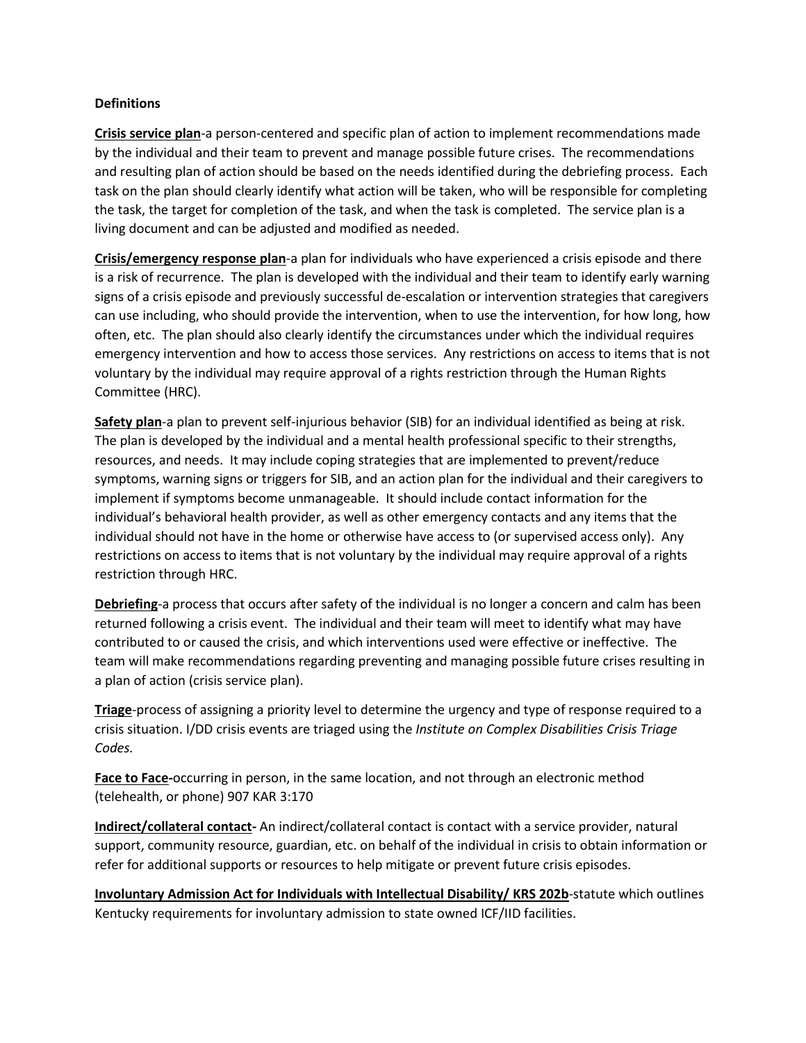**Definitions**

**Crisis service plan**-a person-centered and specific plan of action to implement recommendations made by the individual and their team to prevent and manage possible future crises. The recommendations and resulting plan of action should be based on the needs identified during the debriefing process. Each task on the plan should clearly identify what action will be taken, who will be responsible for completing the task, the target for completion of the task, and when the task is completed. The service plan is a living document and can be adjusted and modified as needed.

**Crisis/emergency response plan**-a plan for individuals who have experienced a crisis episode and there is a risk of recurrence. The plan is developed with the individual and their team to identify early warning signs of a crisis episode and previously successful de-escalation or intervention strategies that caregivers can use including, who should provide the intervention, when to use the intervention, for how long, how often, etc. The plan should also clearly identify the circumstances under which the individual requires emergency intervention and how to access those services. Any restrictions on access to items that is not voluntary by the individual may require approval of a rights restriction through the Human Rights Committee (HRC).

**Safety plan**-a plan to prevent self-injurious behavior (SIB) for an individual identified as being at risk. The plan is developed by the individual and a mental health professional specific to their strengths, resources, and needs. It may include coping strategies that are implemented to prevent/reduce symptoms, warning signs or triggers for SIB, and an action plan for the individual and their caregivers to implement if symptoms become unmanageable. It should include contact information for the individual's behavioral health provider, as well as other emergency contacts and any items that the individual should not have in the home or otherwise have access to (or supervised access only). Any restrictions on access to items that is not voluntary by the individual may require approval of a rights restriction through HRC.

**Debriefing**-a process that occurs after safety of the individual is no longer a concern and calm has been returned following a crisis event. The individual and their team will meet to identify what may have contributed to or caused the crisis, and which interventions used were effective or ineffective. The team will make recommendations regarding preventing and managing possible future crises resulting in a plan of action (crisis service plan).

**Triage**-process of assigning a priority level to determine the urgency and type of response required to a crisis situation. I/DD crisis events are triaged using the *Institute on Complex Disabilities Crisis Triage Codes.*

**Face to Face-**occurring in person, in the same location, and not through an electronic method (telehealth, or phone) 907 KAR 3:170

**Indirect/collateral contact-** An indirect/collateral contact is contact with a service provider, natural support, community resource, guardian, etc. on behalf of the individual in crisis to obtain information or refer for additional supports or resources to help mitigate or prevent future crisis episodes.

**Involuntary Admission Act for Individuals with Intellectual Disability/ KRS 202b**-statute which outlines Kentucky requirements for involuntary admission to state owned ICF/IID facilities.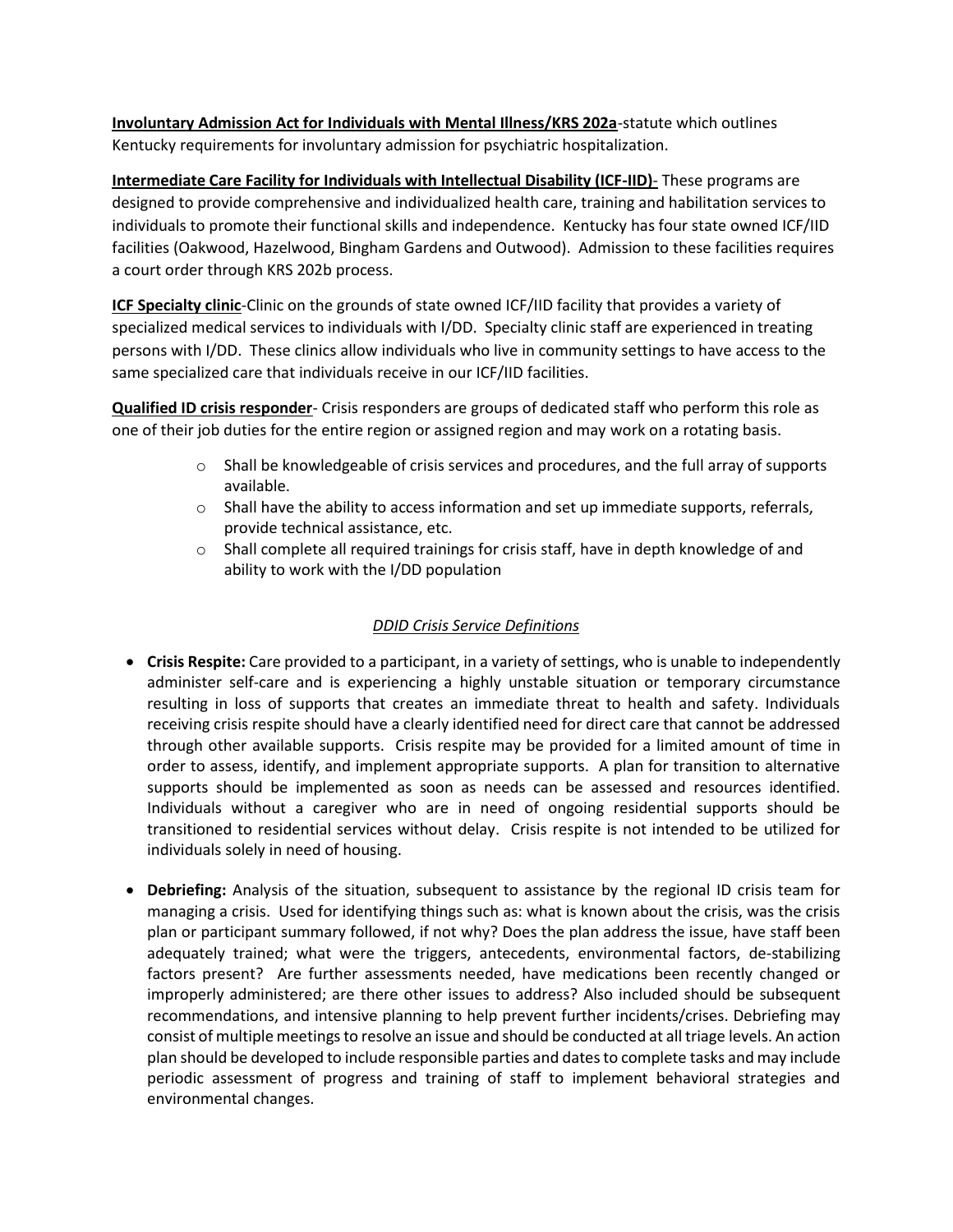**Involuntary Admission Act for Individuals with Mental Illness/KRS 202a**-statute which outlines Kentucky requirements for involuntary admission for psychiatric hospitalization.

**Intermediate Care Facility for Individuals with Intellectual Disability (ICF-IID)**- These programs are designed to provide comprehensive and individualized health care, training and habilitation services to individuals to promote their functional skills and independence. Kentucky has four state owned ICF/IID facilities (Oakwood, Hazelwood, Bingham Gardens and Outwood). Admission to these facilities requires a court order through KRS 202b process.

**ICF Specialty clinic**-Clinic on the grounds of state owned ICF/IID facility that provides a variety of specialized medical services to individuals with I/DD. Specialty clinic staff are experienced in treating persons with I/DD. These clinics allow individuals who live in community settings to have access to the same specialized care that individuals receive in our ICF/IID facilities.

**Qualified ID crisis responder**- Crisis responders are groups of dedicated staff who perform this role as one of their job duties for the entire region or assigned region and may work on a rotating basis.

- Shall be knowledgeable of crisis services and procedures, and the full array of supports available.
- Shall have the ability to access information and set up immediate supports, referrals, provide technical assistance, etc.
- Shall complete all required trainings for crisis staff, have in depth knowledge of and ability to work with the I/DD population

*DDID Crisis Service Definitions*

- **Crisis Respite:** Care provided to a participant, in a variety of settings, who is unable to independently administer self-care and is experiencing a highly unstable situation or temporary circumstance resulting in loss of supports that creates an immediate threat to health and safety. Individuals receiving crisis respite should have a clearly identified need for direct care that cannot be addressed through other available supports. Crisis respite may be provided for a limited amount of time in order to assess, identify, and implement appropriate supports. A plan for transition to alternative supports should be implemented as soon as needs can be assessed and resources identified. Individuals without a caregiver who are in need of ongoing residential supports should be transitioned to residential services without delay. Crisis respite is not intended to be utilized for individuals solely in need of housing.

- **Debriefing:** Analysis of the situation, subsequent to assistance by the regional ID crisis team for managing a crisis. Used for identifying things such as: what is known about the crisis, was the crisis plan or participant summary followed, if not why? Does the plan address the issue, have staff been adequately trained; what were the triggers, antecedents, environmental factors, de-stabilizing factors present? Are further assessments needed, have medications been recently changed or improperly administered; are there other issues to address? Also included should be subsequent recommendations, and intensive planning to help prevent further incidents/crises. Debriefing may consist of multiple meetings to resolve an issue and should be conducted at all triage levels. An action plan should be developed to include responsible parties and dates to complete tasks and may include periodic assessment of progress and training of staff to implement behavioral strategies and environmental changes.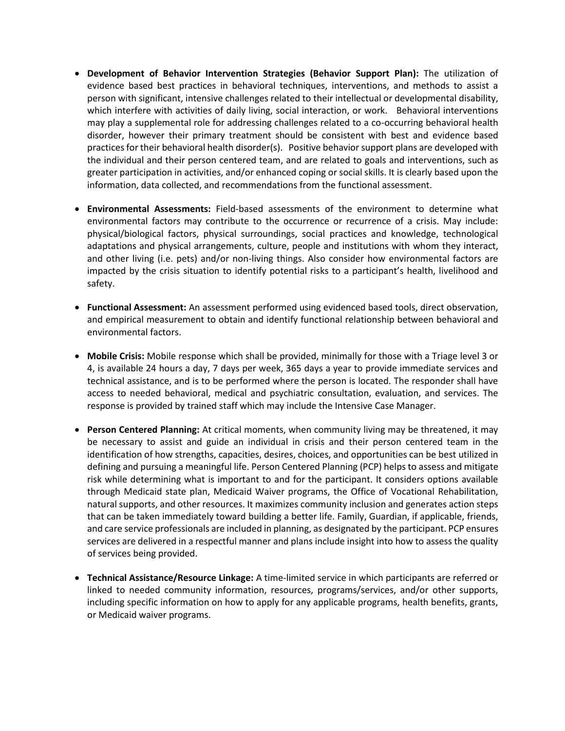- **Development of Behavior Intervention Strategies (Behavior Support Plan):** The utilization of evidence based best practices in behavioral techniques, interventions, and methods to assist a person with significant, intensive challenges related to their intellectual or developmental disability, which interfere with activities of daily living, social interaction, or work. Behavioral interventions may play a supplemental role for addressing challenges related to a co-occurring behavioral health disorder, however their primary treatment should be consistent with best and evidence based practices for their behavioral health disorder(s). Positive behavior support plans are developed with the individual and their person centered team, and are related to goals and interventions, such as greater participation in activities, and/or enhanced coping or social skills. It is clearly based upon the information, data collected, and recommendations from the functional assessment.

- **Environmental Assessments:** Field-based assessments of the environment to determine what environmental factors may contribute to the occurrence or recurrence of a crisis. May include: physical/biological factors, physical surroundings, social practices and knowledge, technological adaptations and physical arrangements, culture, people and institutions with whom they interact, and other living (i.e. pets) and/or non-living things. Also consider how environmental factors are impacted by the crisis situation to identify potential risks to a participant's health, livelihood and safety.

- **Functional Assessment:** An assessment performed using evidenced based tools, direct observation, and empirical measurement to obtain and identify functional relationship between behavioral and environmental factors.

- **Mobile Crisis:** Mobile response which shall be provided, minimally for those with a Triage level 3 or 4, is available 24 hours a day, 7 days per week, 365 days a year to provide immediate services and technical assistance, and is to be performed where the person is located. The responder shall have access to needed behavioral, medical and psychiatric consultation, evaluation, and services. The response is provided by trained staff which may include the Intensive Case Manager.

- **Person Centered Planning:** At critical moments, when community living may be threatened, it may be necessary to assist and guide an individual in crisis and their person centered team in the identification of how strengths, capacities, desires, choices, and opportunities can be best utilized in defining and pursuing a meaningful life. Person Centered Planning (PCP) helps to assess and mitigate risk while determining what is important to and for the participant. It considers options available through Medicaid state plan, Medicaid Waiver programs, the Office of Vocational Rehabilitation, natural supports, and other resources. It maximizes community inclusion and generates action steps that can be taken immediately toward building a better life. Family, Guardian, if applicable, friends, and care service professionals are included in planning, as designated by the participant. PCP ensures services are delivered in a respectful manner and plans include insight into how to assess the quality of services being provided.

- **Technical Assistance/Resource Linkage:** A time-limited service in which participants are referred or linked to needed community information, resources, programs/services, and/or other supports, including specific information on how to apply for any applicable programs, health benefits, grants, or Medicaid waiver programs.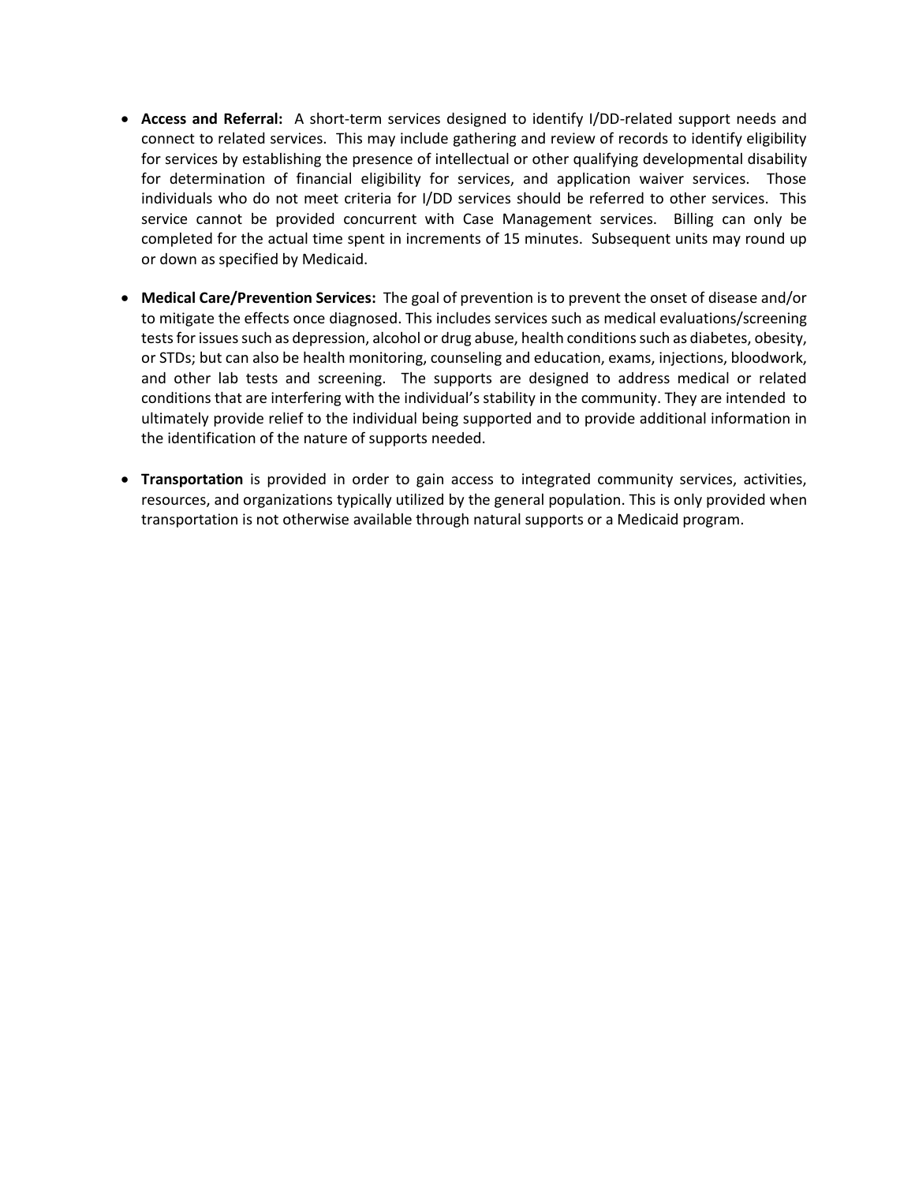- **Access and Referral:** A short-term services designed to identify I/DD-related support needs and connect to related services. This may include gathering and review of records to identify eligibility for services by establishing the presence of intellectual or other qualifying developmental disability for determination of financial eligibility for services, and application waiver services. Those individuals who do not meet criteria for I/DD services should be referred to other services. This service cannot be provided concurrent with Case Management services. Billing can only be completed for the actual time spent in increments of 15 minutes. Subsequent units may round up or down as specified by Medicaid.

- **Medical Care/Prevention Services:** The goal of prevention is to prevent the onset of disease and/or to mitigate the effects once diagnosed. This includes services such as medical evaluations/screening tests for issues such as depression, alcohol or drug abuse, health conditions such as diabetes, obesity, or STDs; but can also be health monitoring, counseling and education, exams, injections, bloodwork, and other lab tests and screening. The supports are designed to address medical or related conditions that are interfering with the individual's stability in the community. They are intended to ultimately provide relief to the individual being supported and to provide additional information in the identification of the nature of supports needed.

- **Transportation** is provided in order to gain access to integrated community services, activities, resources, and organizations typically utilized by the general population. This is only provided when transportation is not otherwise available through natural supports or a Medicaid program.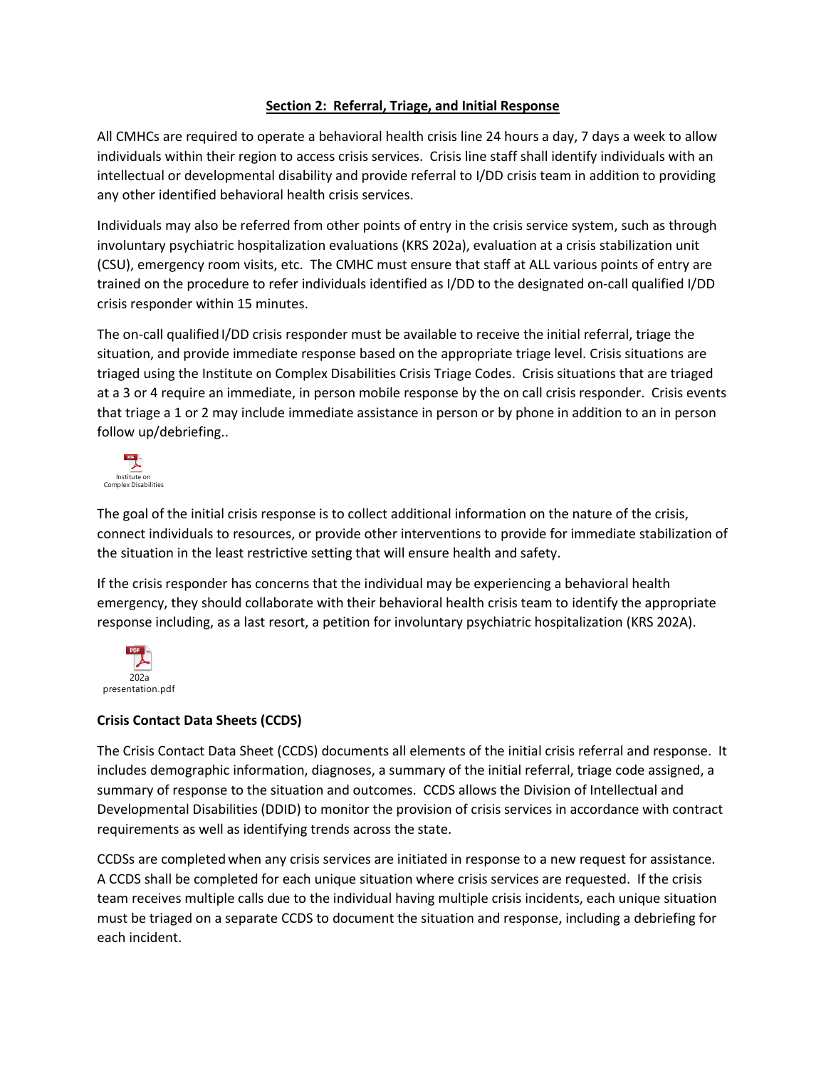## Section 2: Referral, Triage, and Initial Response

All CMHCs are required to operate a behavioral health crisis line 24 hours a day, 7 days a week to allow individuals within their region to access crisis services. Crisis line staff shall identify individuals with an intellectual or developmental disability and provide referral to I/DD crisis team in addition to providing any other identified behavioral health crisis services.

Individuals may also be referred from other points of entry in the crisis service system, such as through involuntary psychiatric hospitalization evaluations (KRS 202a), evaluation at a crisis stabilization unit (CSU), emergency room visits, etc. The CMHC must ensure that staff at ALL various points of entry are trained on the procedure to refer individuals identified as I/DD to the designated on-call qualified I/DD crisis responder within 15 minutes.

The on-call qualified I/DD crisis responder must be available to receive the initial referral, triage the situation, and provide immediate response based on the appropriate triage level. Crisis situations are triaged using the Institute on Complex Disabilities Crisis Triage Codes. Crisis situations that are triaged at a 3 or 4 require an immediate, in person mobile response by the on call crisis responder. Crisis events that triage a 1 or 2 may include immediate assistance in person or by phone in addition to an in person follow up/debriefing..

Institute on Complex Disabilities

The goal of the initial crisis response is to collect additional information on the nature of the crisis, connect individuals to resources, or provide other interventions to provide for immediate stabilization of the situation in the least restrictive setting that will ensure health and safety.

If the crisis responder has concerns that the individual may be experiencing a behavioral health emergency, they should collaborate with their behavioral health crisis team to identify the appropriate response including, as a last resort, a petition for involuntary psychiatric hospitalization (KRS 202A).

202a presentation.pdf

### Crisis Contact Data Sheets (CCDS)

The Crisis Contact Data Sheet (CCDS) documents all elements of the initial crisis referral and response. It includes demographic information, diagnoses, a summary of the initial referral, triage code assigned, a summary of response to the situation and outcomes. CCDS allows the Division of Intellectual and Developmental Disabilities (DDID) to monitor the provision of crisis services in accordance with contract requirements as well as identifying trends across the state.

CCDSs are completed when any crisis services are initiated in response to a new request for assistance. A CCDS shall be completed for each unique situation where crisis services are requested. If the crisis team receives multiple calls due to the individual having multiple crisis incidents, each unique situation must be triaged on a separate CCDS to document the situation and response, including a debriefing for each incident.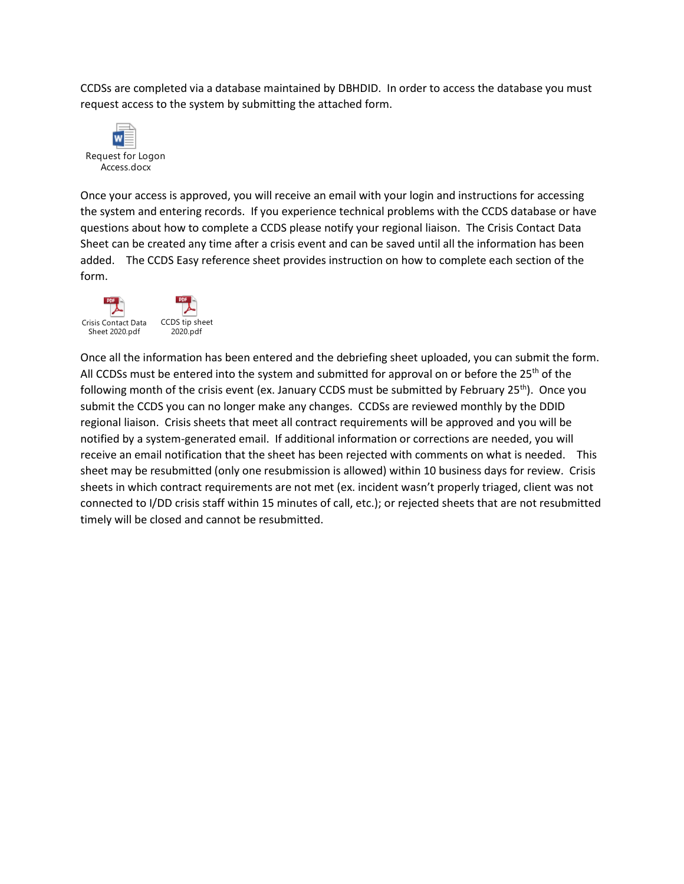CCDSs are completed via a database maintained by DBHDID. In order to access the database you must request access to the system by submitting the attached form.

Request for Logon Access.docx

Once your access is approved, you will receive an email with your login and instructions for accessing the system and entering records. If you experience technical problems with the CCDS database or have questions about how to complete a CCDS please notify your regional liaison. The Crisis Contact Data Sheet can be created any time after a crisis event and can be saved until all the information has been added. The CCDS Easy reference sheet provides instruction on how to complete each section of the form.

Crisis Contact Data Sheet 2020.pdf    CCDS tip sheet 2020.pdf

Once all the information has been entered and the debriefing sheet uploaded, you can submit the form. All CCDSs must be entered into the system and submitted for approval on or before the 25th of the following month of the crisis event (ex. January CCDS must be submitted by February 25th). Once you submit the CCDS you can no longer make any changes. CCDSs are reviewed monthly by the DDID regional liaison. Crisis sheets that meet all contract requirements will be approved and you will be notified by a system-generated email. If additional information or corrections are needed, you will receive an email notification that the sheet has been rejected with comments on what is needed. This sheet may be resubmitted (only one resubmission is allowed) within 10 business days for review. Crisis sheets in which contract requirements are not met (ex. incident wasn't properly triaged, client was not connected to I/DD crisis staff within 15 minutes of call, etc.); or rejected sheets that are not resubmitted timely will be closed and cannot be resubmitted.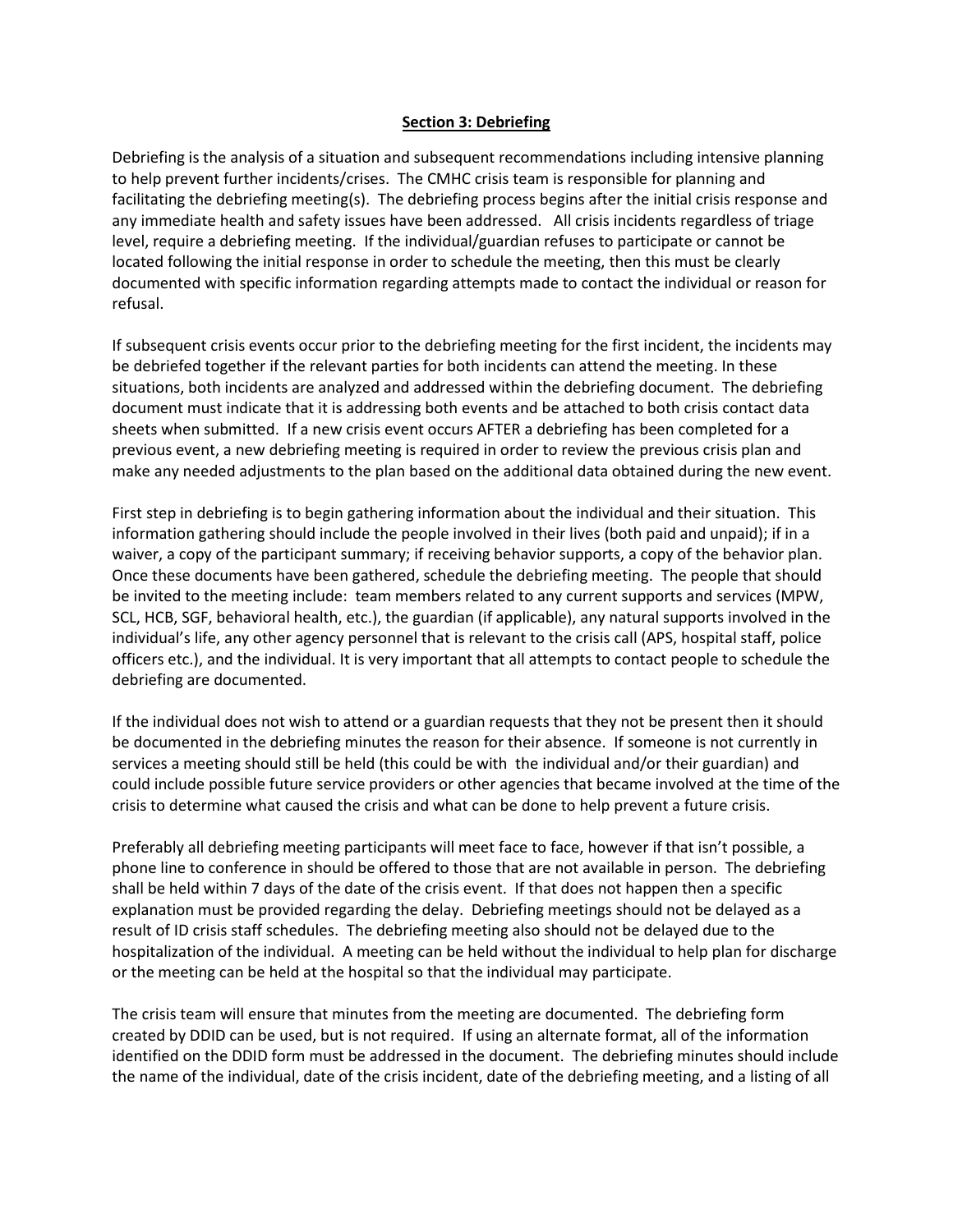## Section 3: Debriefing

Debriefing is the analysis of a situation and subsequent recommendations including intensive planning to help prevent further incidents/crises. The CMHC crisis team is responsible for planning and facilitating the debriefing meeting(s). The debriefing process begins after the initial crisis response and any immediate health and safety issues have been addressed. All crisis incidents regardless of triage level, require a debriefing meeting. If the individual/guardian refuses to participate or cannot be located following the initial response in order to schedule the meeting, then this must be clearly documented with specific information regarding attempts made to contact the individual or reason for refusal.

If subsequent crisis events occur prior to the debriefing meeting for the first incident, the incidents may be debriefed together if the relevant parties for both incidents can attend the meeting. In these situations, both incidents are analyzed and addressed within the debriefing document. The debriefing document must indicate that it is addressing both events and be attached to both crisis contact data sheets when submitted. If a new crisis event occurs AFTER a debriefing has been completed for a previous event, a new debriefing meeting is required in order to review the previous crisis plan and make any needed adjustments to the plan based on the additional data obtained during the new event.

First step in debriefing is to begin gathering information about the individual and their situation. This information gathering should include the people involved in their lives (both paid and unpaid); if in a waiver, a copy of the participant summary; if receiving behavior supports, a copy of the behavior plan. Once these documents have been gathered, schedule the debriefing meeting. The people that should be invited to the meeting include: team members related to any current supports and services (MPW, SCL, HCB, SGF, behavioral health, etc.), the guardian (if applicable), any natural supports involved in the individual's life, any other agency personnel that is relevant to the crisis call (APS, hospital staff, police officers etc.), and the individual. It is very important that all attempts to contact people to schedule the debriefing are documented.

If the individual does not wish to attend or a guardian requests that they not be present then it should be documented in the debriefing minutes the reason for their absence. If someone is not currently in services a meeting should still be held (this could be with the individual and/or their guardian) and could include possible future service providers or other agencies that became involved at the time of the crisis to determine what caused the crisis and what can be done to help prevent a future crisis.

Preferably all debriefing meeting participants will meet face to face, however if that isn't possible, a phone line to conference in should be offered to those that are not available in person. The debriefing shall be held within 7 days of the date of the crisis event. If that does not happen then a specific explanation must be provided regarding the delay. Debriefing meetings should not be delayed as a result of ID crisis staff schedules. The debriefing meeting also should not be delayed due to the hospitalization of the individual. A meeting can be held without the individual to help plan for discharge or the meeting can be held at the hospital so that the individual may participate.

The crisis team will ensure that minutes from the meeting are documented. The debriefing form created by DDID can be used, but is not required. If using an alternate format, all of the information identified on the DDID form must be addressed in the document. The debriefing minutes should include the name of the individual, date of the crisis incident, date of the debriefing meeting, and a listing of all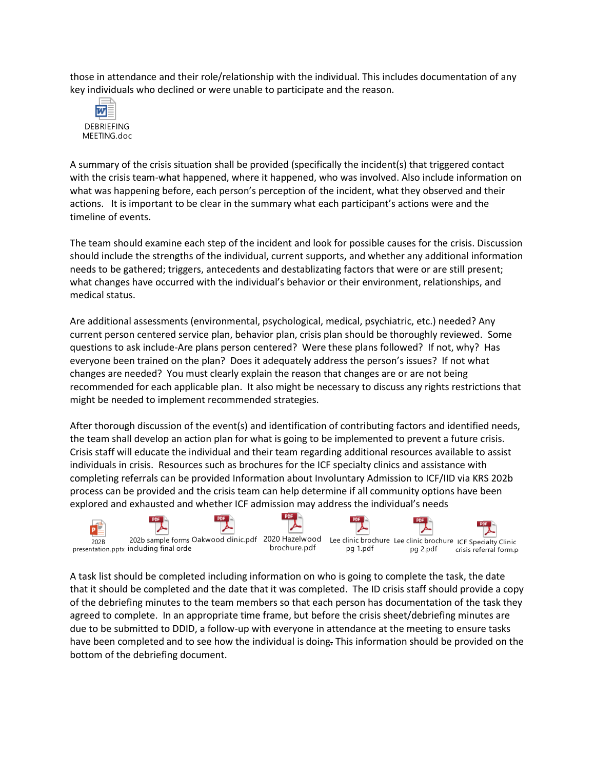those in attendance and their role/relationship with the individual. This includes documentation of any key individuals who declined or were unable to participate and the reason.

DEBRIEFING MEETING.doc

A summary of the crisis situation shall be provided (specifically the incident(s) that triggered contact with the crisis team-what happened, where it happened, who was involved. Also include information on what was happening before, each person's perception of the incident, what they observed and their actions. It is important to be clear in the summary what each participant's actions were and the timeline of events.

The team should examine each step of the incident and look for possible causes for the crisis. Discussion should include the strengths of the individual, current supports, and whether any additional information needs to be gathered; triggers, antecedents and destablizating factors that were or are still present; what changes have occurred with the individual's behavior or their environment, relationships, and medical status.

Are additional assessments (environmental, psychological, medical, psychiatric, etc.) needed? Any current person centered service plan, behavior plan, crisis plan should be thoroughly reviewed. Some questions to ask include-Are plans person centered? Were these plans followed? If not, why? Has everyone been trained on the plan? Does it adequately address the person's issues? If not what changes are needed? You must clearly explain the reason that changes are or are not being recommended for each applicable plan. It also might be necessary to discuss any rights restrictions that might be needed to implement recommended strategies.

After thorough discussion of the event(s) and identification of contributing factors and identified needs, the team shall develop an action plan for what is going to be implemented to prevent a future crisis. Crisis staff will educate the individual and their team regarding additional resources available to assist individuals in crisis. Resources such as brochures for the ICF specialty clinics and assistance with completing referrals can be provided Information about Involuntary Admission to ICF/IID via KRS 202b process can be provided and the crisis team can help determine if all community options have been explored and exhausted and whether ICF admission may address the individual's needs

202B presentation.pptx | 202b sample forms including final orde | Oakwood clinic.pdf | 2020 Hazelwood brochure.pdf | Lee clinic brochure pg 1.pdf | Lee clinic brochure pg 2.pdf | ICF Specialty Clinic crisis referral form.p

A task list should be completed including information on who is going to complete the task, the date that it should be completed and the date that it was completed. The ID crisis staff should provide a copy of the debriefing minutes to the team members so that each person has documentation of the task they agreed to complete. In an appropriate time frame, but before the crisis sheet/debriefing minutes are due to be submitted to DDID, a follow-up with everyone in attendance at the meeting to ensure tasks have been completed and to see how the individual is doing. This information should be provided on the bottom of the debriefing document.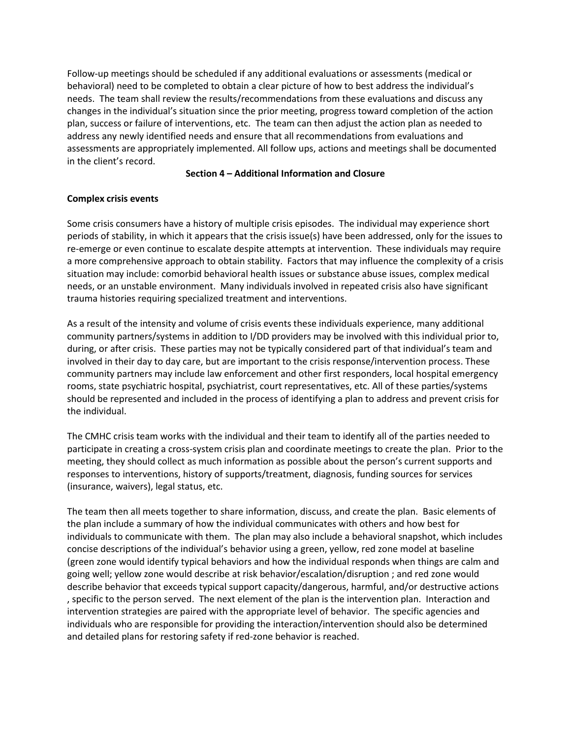Follow-up meetings should be scheduled if any additional evaluations or assessments (medical or behavioral) need to be completed to obtain a clear picture of how to best address the individual's needs. The team shall review the results/recommendations from these evaluations and discuss any changes in the individual's situation since the prior meeting, progress toward completion of the action plan, success or failure of interventions, etc. The team can then adjust the action plan as needed to address any newly identified needs and ensure that all recommendations from evaluations and assessments are appropriately implemented. All follow ups, actions and meetings shall be documented in the client's record.

## Section 4 – Additional Information and Closure

**Complex crisis events**

Some crisis consumers have a history of multiple crisis episodes. The individual may experience short periods of stability, in which it appears that the crisis issue(s) have been addressed, only for the issues to re-emerge or even continue to escalate despite attempts at intervention. These individuals may require a more comprehensive approach to obtain stability. Factors that may influence the complexity of a crisis situation may include: comorbid behavioral health issues or substance abuse issues, complex medical needs, or an unstable environment. Many individuals involved in repeated crisis also have significant trauma histories requiring specialized treatment and interventions.

As a result of the intensity and volume of crisis events these individuals experience, many additional community partners/systems in addition to I/DD providers may be involved with this individual prior to, during, or after crisis. These parties may not be typically considered part of that individual's team and involved in their day to day care, but are important to the crisis response/intervention process. These community partners may include law enforcement and other first responders, local hospital emergency rooms, state psychiatric hospital, psychiatrist, court representatives, etc. All of these parties/systems should be represented and included in the process of identifying a plan to address and prevent crisis for the individual.

The CMHC crisis team works with the individual and their team to identify all of the parties needed to participate in creating a cross-system crisis plan and coordinate meetings to create the plan. Prior to the meeting, they should collect as much information as possible about the person's current supports and responses to interventions, history of supports/treatment, diagnosis, funding sources for services (insurance, waivers), legal status, etc.

The team then all meets together to share information, discuss, and create the plan. Basic elements of the plan include a summary of how the individual communicates with others and how best for individuals to communicate with them. The plan may also include a behavioral snapshot, which includes concise descriptions of the individual's behavior using a green, yellow, red zone model at baseline (green zone would identify typical behaviors and how the individual responds when things are calm and going well; yellow zone would describe at risk behavior/escalation/disruption ; and red zone would describe behavior that exceeds typical support capacity/dangerous, harmful, and/or destructive actions , specific to the person served. The next element of the plan is the intervention plan. Interaction and intervention strategies are paired with the appropriate level of behavior. The specific agencies and individuals who are responsible for providing the interaction/intervention should also be determined and detailed plans for restoring safety if red-zone behavior is reached.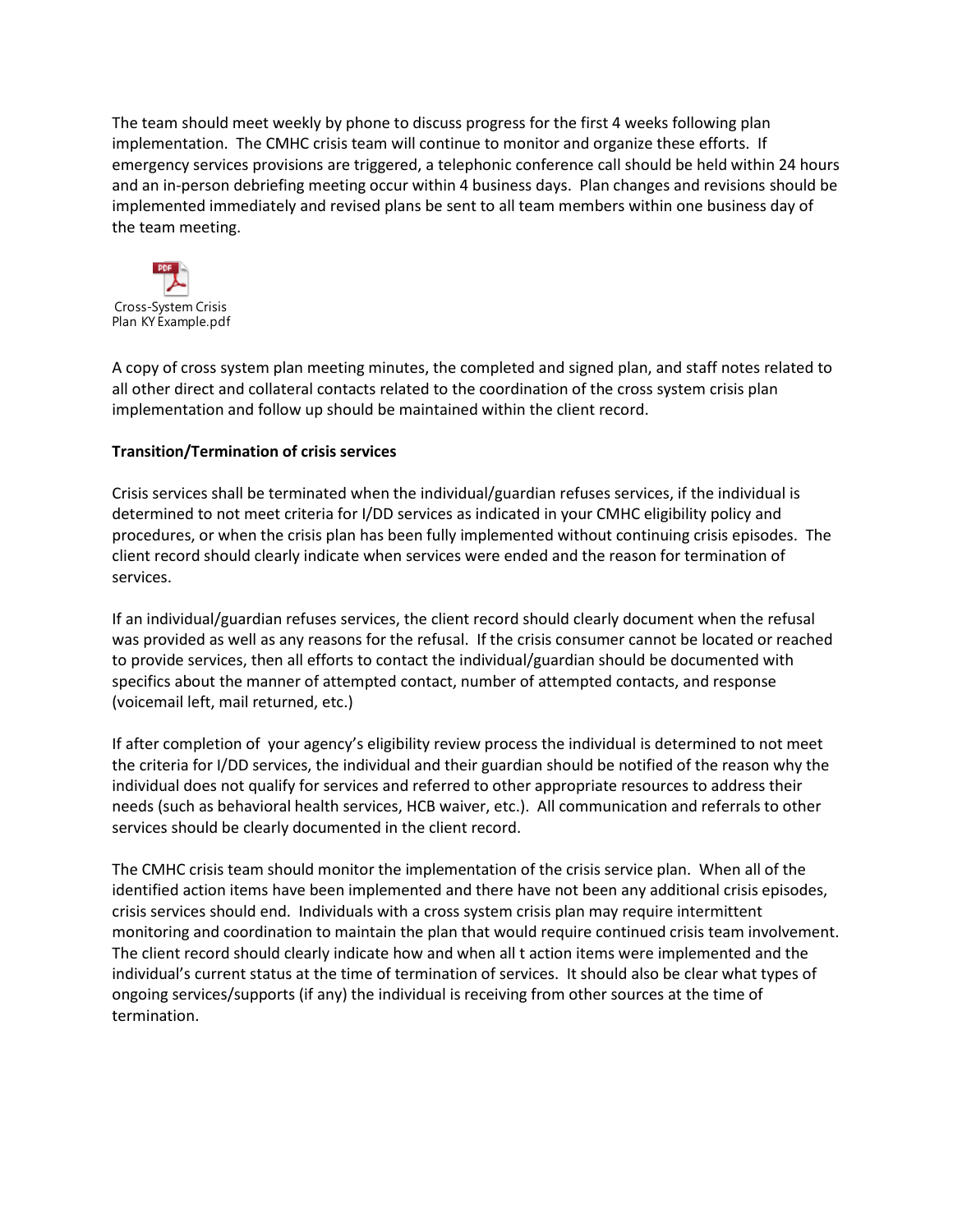The team should meet weekly by phone to discuss progress for the first 4 weeks following plan implementation. The CMHC crisis team will continue to monitor and organize these efforts. If emergency services provisions are triggered, a telephonic conference call should be held within 24 hours and an in-person debriefing meeting occur within 4 business days. Plan changes and revisions should be implemented immediately and revised plans be sent to all team members within one business day of the team meeting.

Cross-System Crisis Plan KY Example.pdf

A copy of cross system plan meeting minutes, the completed and signed plan, and staff notes related to all other direct and collateral contacts related to the coordination of the cross system crisis plan implementation and follow up should be maintained within the client record.

**Transition/Termination of crisis services**

Crisis services shall be terminated when the individual/guardian refuses services, if the individual is determined to not meet criteria for I/DD services as indicated in your CMHC eligibility policy and procedures, or when the crisis plan has been fully implemented without continuing crisis episodes. The client record should clearly indicate when services were ended and the reason for termination of services.

If an individual/guardian refuses services, the client record should clearly document when the refusal was provided as well as any reasons for the refusal. If the crisis consumer cannot be located or reached to provide services, then all efforts to contact the individual/guardian should be documented with specifics about the manner of attempted contact, number of attempted contacts, and response (voicemail left, mail returned, etc.)

If after completion of your agency's eligibility review process the individual is determined to not meet the criteria for I/DD services, the individual and their guardian should be notified of the reason why the individual does not qualify for services and referred to other appropriate resources to address their needs (such as behavioral health services, HCB waiver, etc.). All communication and referrals to other services should be clearly documented in the client record.

The CMHC crisis team should monitor the implementation of the crisis service plan. When all of the identified action items have been implemented and there have not been any additional crisis episodes, crisis services should end. Individuals with a cross system crisis plan may require intermittent monitoring and coordination to maintain the plan that would require continued crisis team involvement. The client record should clearly indicate how and when all t action items were implemented and the individual's current status at the time of termination of services. It should also be clear what types of ongoing services/supports (if any) the individual is receiving from other sources at the time of termination.